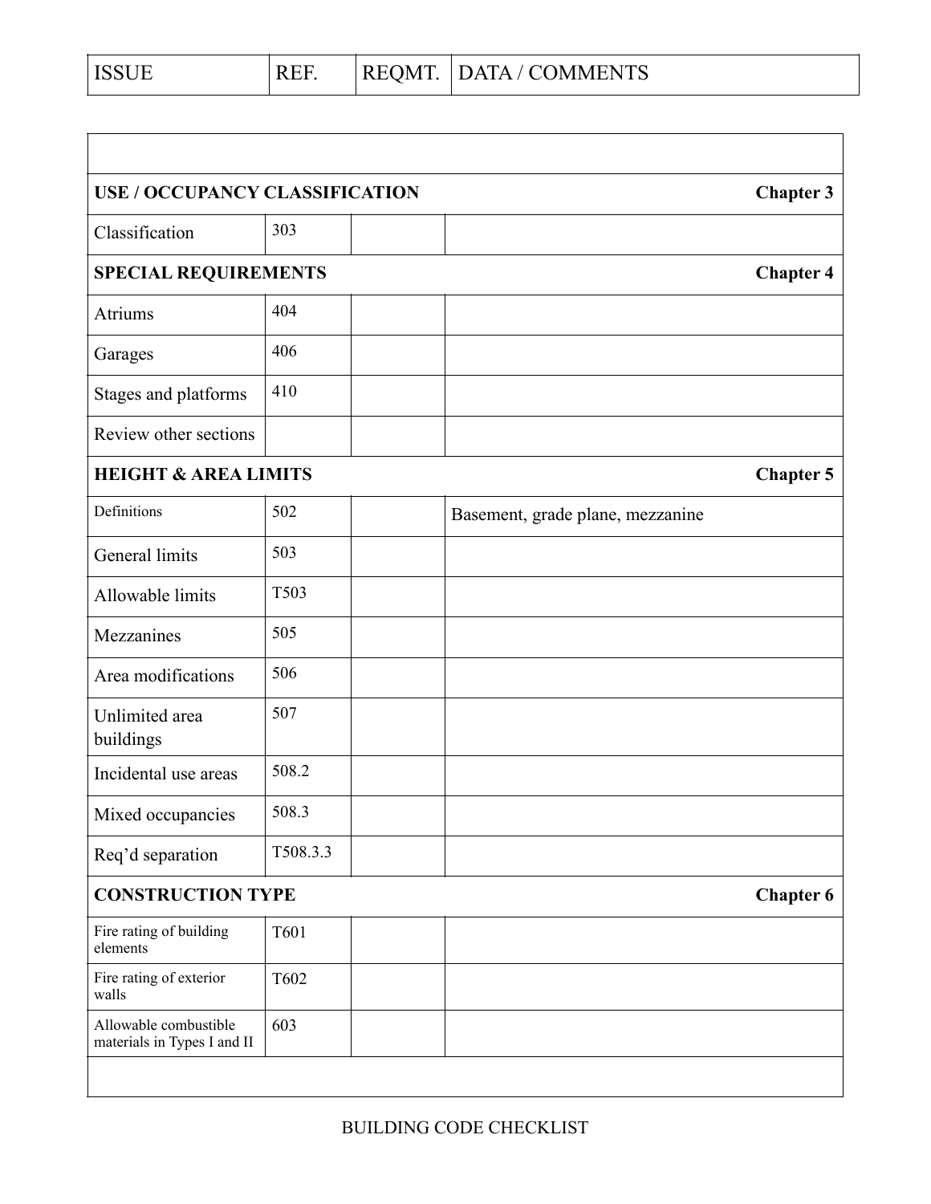| ISSUE | REF. | REQMT. | DATA / COMMENTS |
|---|---|---|---|
| | | | |
| **USE / OCCUPANCY CLASSIFICATION** | | | **Chapter 3** |
| Classification | 303 | | |
| **SPECIAL REQUIREMENTS** | | | **Chapter 4** |
| Atriums | 404 | | |
| Garages | 406 | | |
| Stages and platforms | 410 | | |
| Review other sections | | | |
| **HEIGHT & AREA LIMITS** | | | **Chapter 5** |
| Definitions | 502 | | Basement, grade plane, mezzanine |
| General limits | 503 | | |
| Allowable limits | T503 | | |
| Mezzanines | 505 | | |
| Area modifications | 506 | | |
| Unlimited area buildings | 507 | | |
| Incidental use areas | 508.2 | | |
| Mixed occupancies | 508.3 | | |
| Req'd separation | T508.3.3 | | |
| **CONSTRUCTION TYPE** | | | **Chapter 6** |
| Fire rating of building elements | T601 | | |
| Fire rating of exterior walls | T602 | | |
| Allowable combustible materials in Types I and II | 603 | | |
| | | | |

BUILDING CODE CHECKLIST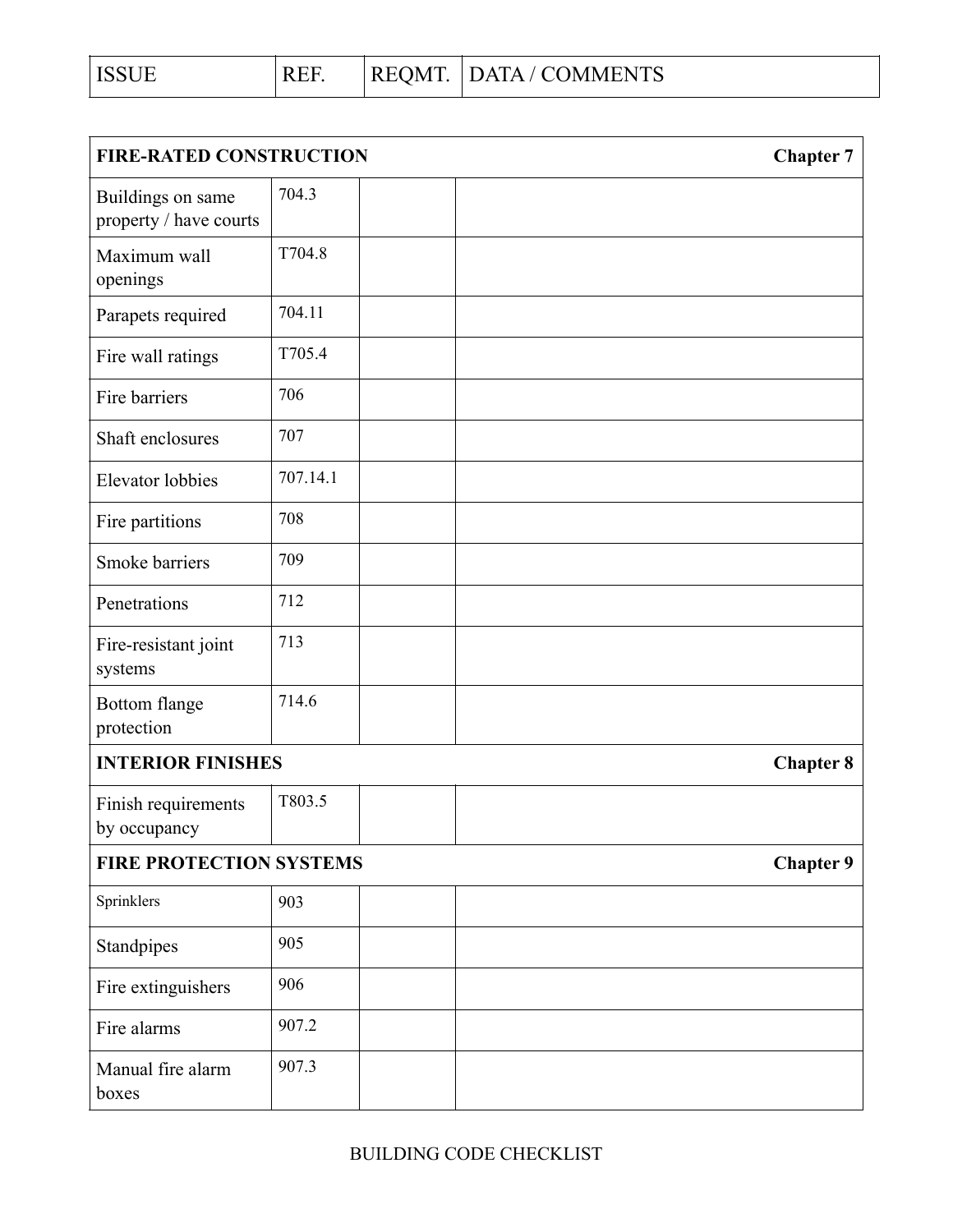| ISSUE | REF. | REQMT. | DATA / COMMENTS |
|---|---|---|---|
| **FIRE-RATED CONSTRUCTION** | | | **Chapter 7** |
| Buildings on same property / have courts | 704.3 | | |
| Maximum wall openings | T704.8 | | |
| Parapets required | 704.11 | | |
| Fire wall ratings | T705.4 | | |
| Fire barriers | 706 | | |
| Shaft enclosures | 707 | | |
| Elevator lobbies | 707.14.1 | | |
| Fire partitions | 708 | | |
| Smoke barriers | 709 | | |
| Penetrations | 712 | | |
| Fire-resistant joint systems | 713 | | |
| Bottom flange protection | 714.6 | | |
| **INTERIOR FINISHES** | | | **Chapter 8** |
| Finish requirements by occupancy | T803.5 | | |
| **FIRE PROTECTION SYSTEMS** | | | **Chapter 9** |
| Sprinklers | 903 | | |
| Standpipes | 905 | | |
| Fire extinguishers | 906 | | |
| Fire alarms | 907.2 | | |
| Manual fire alarm boxes | 907.3 | | |

BUILDING CODE CHECKLIST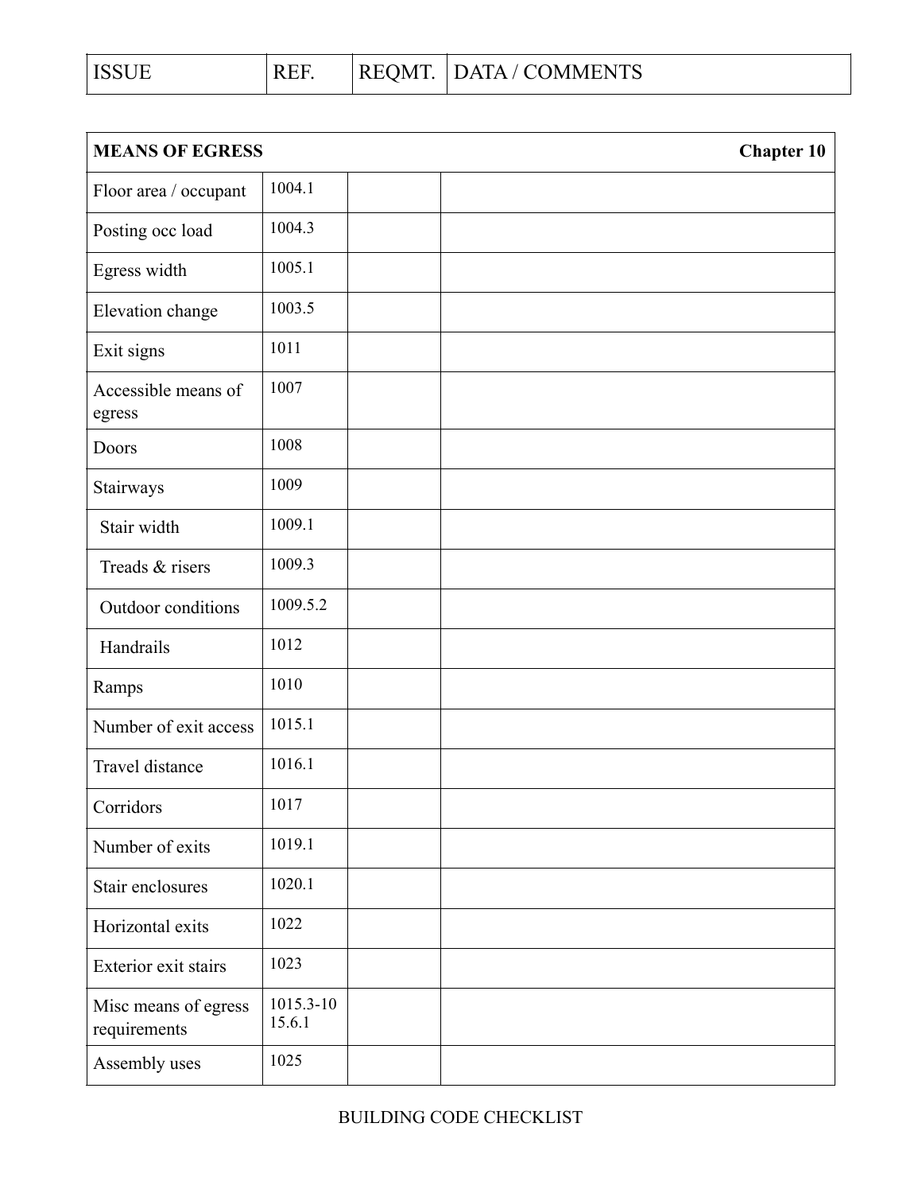| ISSUE | REF. | REQMT. | DATA / COMMENTS |
|---|---|---|---|

| **MEANS OF EGRESS** | | | **Chapter 10** |
|---|---|---|---|
| Floor area / occupant | 1004.1 | | |
| Posting occ load | 1004.3 | | |
| Egress width | 1005.1 | | |
| Elevation change | 1003.5 | | |
| Exit signs | 1011 | | |
| Accessible means of egress | 1007 | | |
| Doors | 1008 | | |
| Stairways | 1009 | | |
| Stair width | 1009.1 | | |
| Treads & risers | 1009.3 | | |
| Outdoor conditions | 1009.5.2 | | |
| Handrails | 1012 | | |
| Ramps | 1010 | | |
| Number of exit access | 1015.1 | | |
| Travel distance | 1016.1 | | |
| Corridors | 1017 | | |
| Number of exits | 1019.1 | | |
| Stair enclosures | 1020.1 | | |
| Horizontal exits | 1022 | | |
| Exterior exit stairs | 1023 | | |
| Misc means of egress requirements | 1015.3-10 15.6.1 | | |
| Assembly uses | 1025 | | |

BUILDING CODE CHECKLIST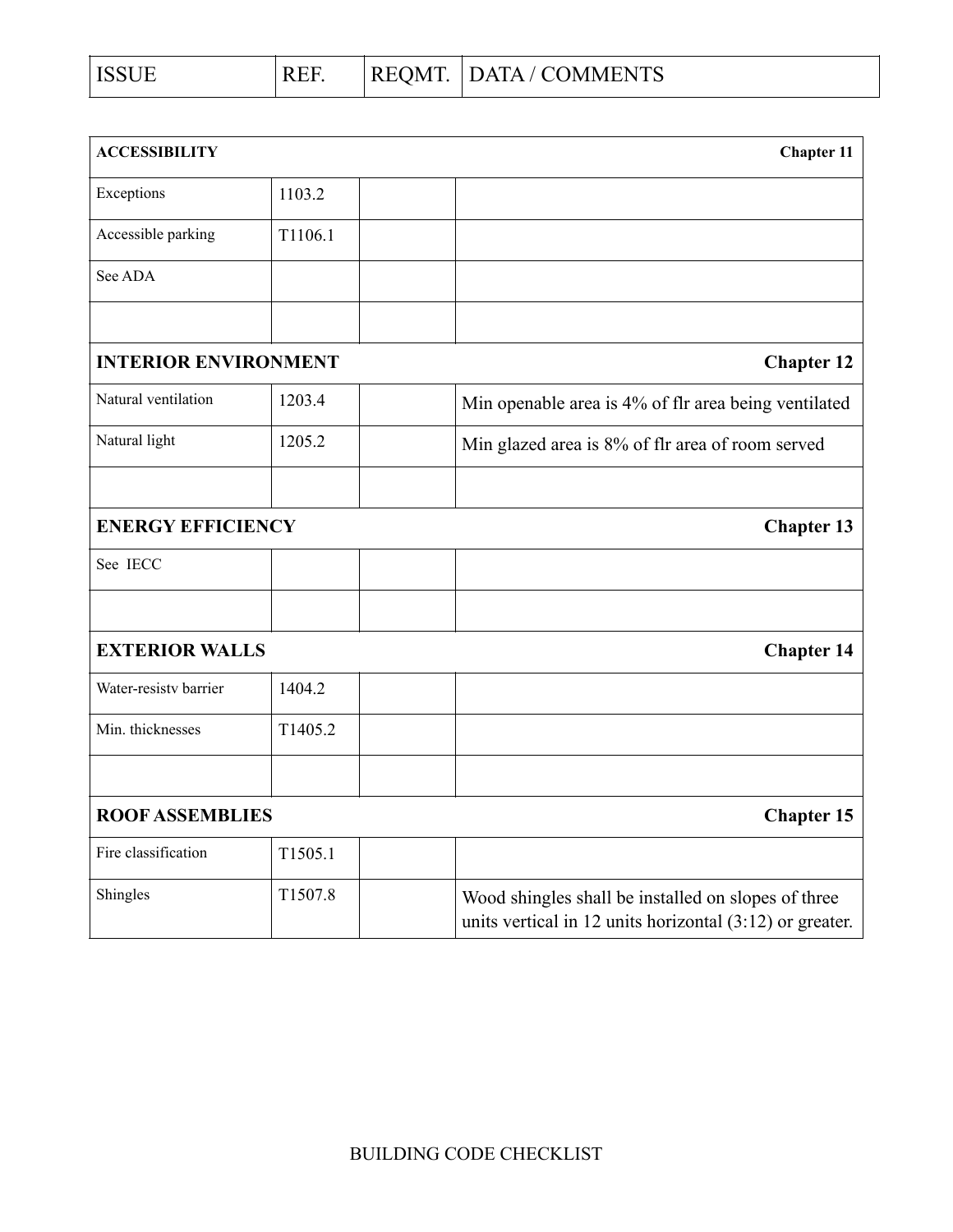| ISSUE | REF. | REQMT. | DATA / COMMENTS |
|---|---|---|---|
| **ACCESSIBILITY** | | | **Chapter 11** |
| Exceptions | 1103.2 | | |
| Accessible parking | T1106.1 | | |
| See ADA | | | |
| | | | |
| **INTERIOR ENVIRONMENT** | | | **Chapter 12** |
| Natural ventilation | 1203.4 | | Min openable area is 4% of flr area being ventilated |
| Natural light | 1205.2 | | Min glazed area is 8% of flr area of room served |
| | | | |
| **ENERGY EFFICIENCY** | | | **Chapter 13** |
| See IECC | | | |
| | | | |
| **EXTERIOR WALLS** | | | **Chapter 14** |
| Water-resistv barrier | 1404.2 | | |
| Min. thicknesses | T1405.2 | | |
| | | | |
| **ROOF ASSEMBLIES** | | | **Chapter 15** |
| Fire classification | T1505.1 | | |
| Shingles | T1507.8 | | Wood shingles shall be installed on slopes of three units vertical in 12 units horizontal (3:12) or greater. |

BUILDING CODE CHECKLIST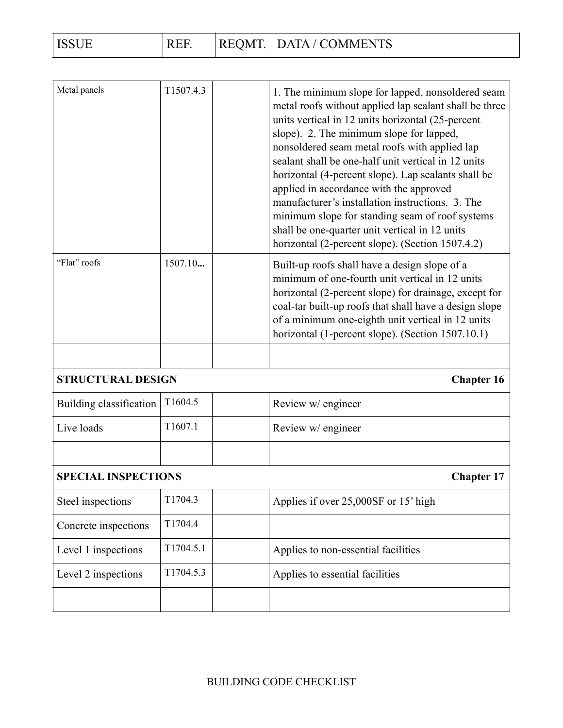| ISSUE | REF. | REQMT. | DATA / COMMENTS |
|---|---|---|---|
| Metal panels | T1507.4.3 | | 1. The minimum slope for lapped, nonsoldered seam metal roofs without applied lap sealant shall be three units vertical in 12 units horizontal (25-percent slope). 2. The minimum slope for lapped, nonsoldered seam metal roofs with applied lap sealant shall be one-half unit vertical in 12 units horizontal (4-percent slope). Lap sealants shall be applied in accordance with the approved manufacturer's installation instructions. 3. The minimum slope for standing seam of roof systems shall be one-quarter unit vertical in 12 units horizontal (2-percent slope). (Section 1507.4.2) |
| "Flat" roofs | 1507.10**...** | | Built-up roofs shall have a design slope of a minimum of one-fourth unit vertical in 12 units horizontal (2-percent slope) for drainage, except for coal-tar built-up roofs that shall have a design slope of a minimum one-eighth unit vertical in 12 units horizontal (1-percent slope). (Section 1507.10.1) |
| | | | |
| **STRUCTURAL DESIGN** | | | **Chapter 16** |
| Building classification | T1604.5 | | Review w/ engineer |
| Live loads | T1607.1 | | Review w/ engineer |
| | | | |
| **SPECIAL INSPECTIONS** | | | **Chapter 17** |
| Steel inspections | T1704.3 | | Applies if over 25,000SF or 15' high |
| Concrete inspections | T1704.4 | | |
| Level 1 inspections | T1704.5.1 | | Applies to non-essential facilities |
| Level 2 inspections | T1704.5.3 | | Applies to essential facilities |
| | | | |

BUILDING CODE CHECKLIST